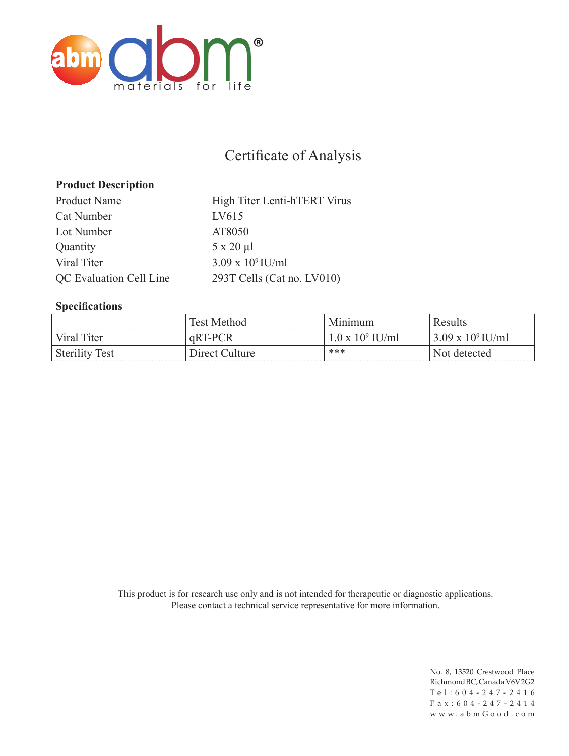abm materials for life®

# Certificate of Analysis

**Product Description**

| | |
|---|---|
| Product Name | High Titer Lenti-hTERT Virus |
| Cat Number | LV615 |
| Lot Number | AT8050 |
| Quantity | 5 x 20 µl |
| Viral Titer | $3.09 \times 10^9$ IU/ml |
| QC Evaluation Cell Line | 293T Cells (Cat no. LV010) |

**Specifications**

| | Test Method | Minimum | Results |
|---|---|---|---|
| Viral Titer | qRT-PCR | $1.0 \times 10^9$ IU/ml | $3.09 \times 10^9$ IU/ml |
| Sterility Test | Direct Culture | *** | Not detected |

This product is for research use only and is not intended for therapeutic or diagnostic applications.
Please contact a technical service representative for more information.

No. 8, 13520 Crestwood Place
Richmond BC, Canada V6V 2G2
Tel: 604-247-2416
Fax: 604-247-2414
www.abmGood.com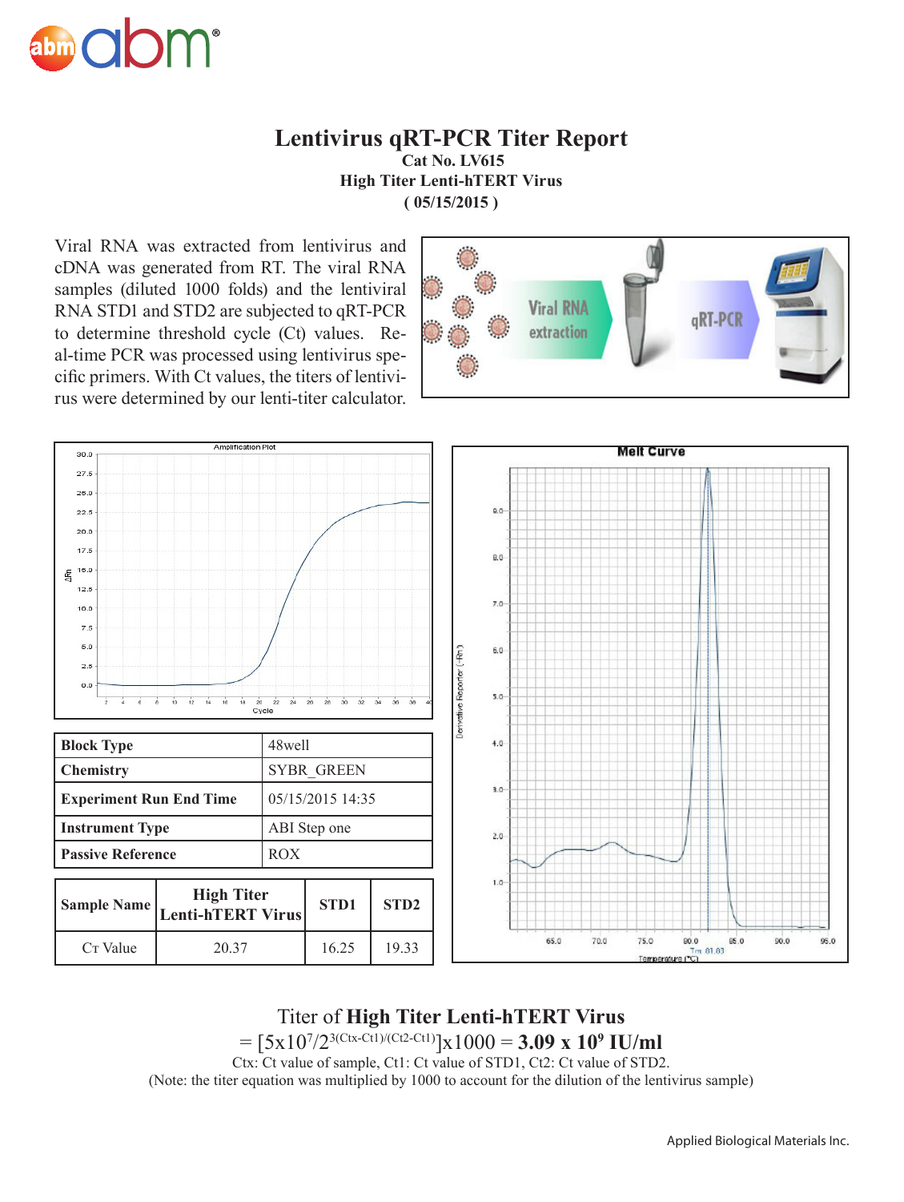# Lentivirus qRT-PCR Titer Report

**Cat No. LV615**

**High Titer Lenti-hTERT Virus**

**( 05/15/2015 )**

Viral RNA was extracted from lentivirus and cDNA was generated from RT. The viral RNA samples (diluted 1000 folds) and the lentiviral RNA STD1 and STD2 are subjected to qRT-PCR to determine threshold cycle (Ct) values. Real-time PCR was processed using lentivirus specific primers. With Ct values, the titers of lentivirus were determined by our lenti-titer calculator.

Viral RNA extraction

qRT-PCR

Amplification Plot

ΔRn

30.0
27.5
25.0
22.5
20.0
17.5
15.0
12.5
10.0
7.5
5.0
2.5
0.0

2 4 6 8 10 12 14 16 18 20 22 24 26 28 30 32 34 36 38 40

Cycle

Melt Curve

Derivative Reporter (-Rn')

9.0
8.0
7.0
6.0
5.0
4.0
3.0
2.0
1.0

65.0 70.0 75.0 80.0 85.0 90.0 95.0

Tm 81.83

Temperature (°C)

| | |
|---|---|
| **Block Type** | 48well |
| **Chemistry** | SYBR_GREEN |
| **Experiment Run End Time** | 05/15/2015 14:35 |
| **Instrument Type** | ABI Step one |
| **Passive Reference** | ROX |

| **Sample Name** | **High Titer Lenti-hTERT Virus** | **STD1** | **STD2** |
|---|---|---|---|
| CT Value | 20.37 | 16.25 | 19.33 |

Titer of **High Titer Lenti-hTERT Virus**

$= [5\text{x}10^7/2^{3(\text{Ctx-Ct1})/(\text{Ct2-Ct1})}]\text{x}1000 = \mathbf{3.09 \text{ x } 10^9 \text{ IU/ml}}$

Ctx: Ct value of sample, Ct1: Ct value of STD1, Ct2: Ct value of STD2.

(Note: the titer equation was multiplied by 1000 to account for the dilution of the lentivirus sample)

Applied Biological Materials Inc.